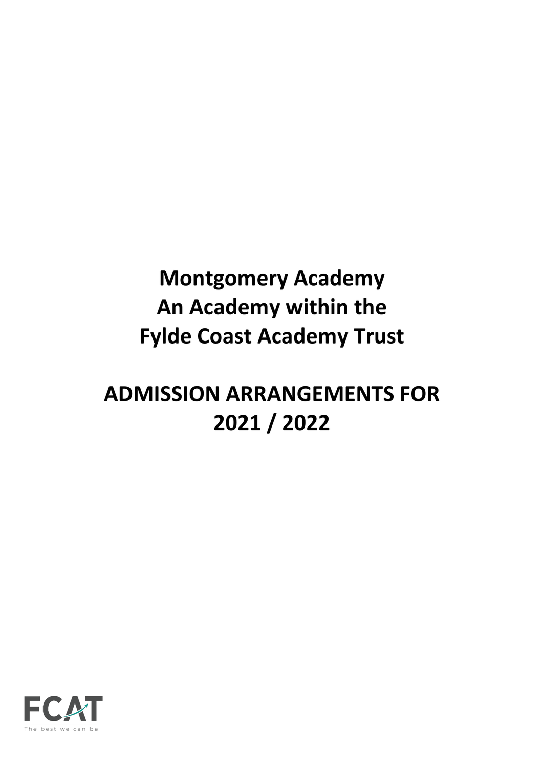# Montgomery Academy
# An Academy within the
# Fylde Coast Academy Trust

# ADMISSION ARRANGEMENTS FOR 2021 / 2022

FCAT

The best we can be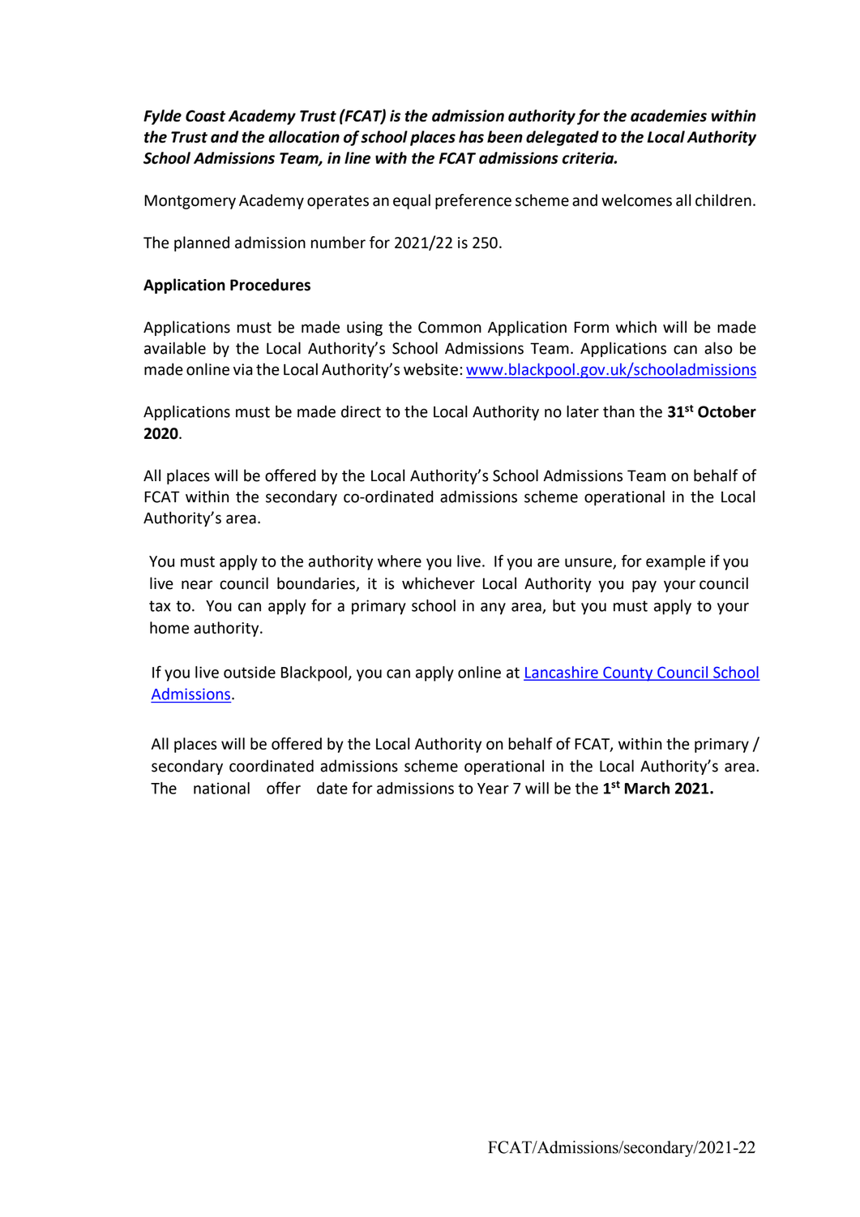***Fylde Coast Academy Trust (FCAT) is the admission authority for the academies within the Trust and the allocation of school places has been delegated to the Local Authority School Admissions Team, in line with the FCAT admissions criteria.***

Montgomery Academy operates an equal preference scheme and welcomes all children.

The planned admission number for 2021/22 is 250.

**Application Procedures**

Applications must be made using the Common Application Form which will be made available by the Local Authority's School Admissions Team. Applications can also be made online via the Local Authority's website: [www.blackpool.gov.uk/schooladmissions](www.blackpool.gov.uk/schooladmissions)

Applications must be made direct to the Local Authority no later than the **31st October 2020**.

All places will be offered by the Local Authority's School Admissions Team on behalf of FCAT within the secondary co-ordinated admissions scheme operational in the Local Authority's area.

You must apply to the authority where you live. If you are unsure, for example if you live near council boundaries, it is whichever Local Authority you pay your council tax to. You can apply for a primary school in any area, but you must apply to your home authority.

If you live outside Blackpool, you can apply online at Lancashire County Council School Admissions.

All places will be offered by the Local Authority on behalf of FCAT, within the primary / secondary coordinated admissions scheme operational in the Local Authority's area. The national offer date for admissions to Year 7 will be the **1st March 2021.**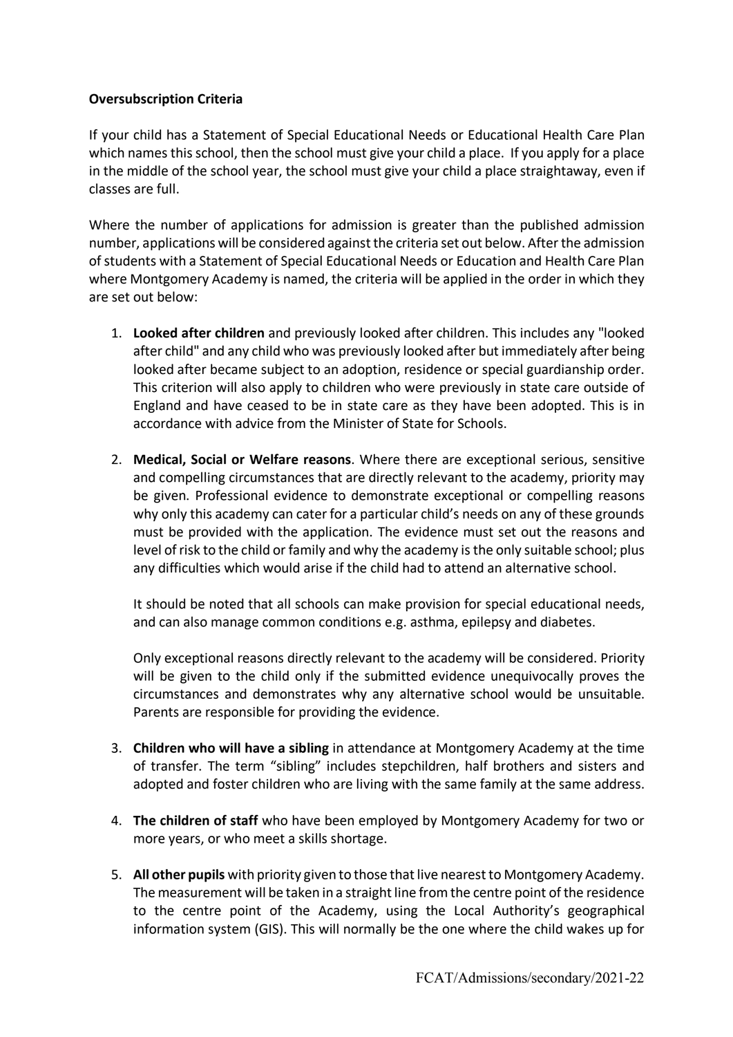**Oversubscription Criteria**

If your child has a Statement of Special Educational Needs or Educational Health Care Plan which names this school, then the school must give your child a place. If you apply for a place in the middle of the school year, the school must give your child a place straightaway, even if classes are full.

Where the number of applications for admission is greater than the published admission number, applications will be considered against the criteria set out below. After the admission of students with a Statement of Special Educational Needs or Education and Health Care Plan where Montgomery Academy is named, the criteria will be applied in the order in which they are set out below:

1. **Looked after children** and previously looked after children. This includes any "looked after child" and any child who was previously looked after but immediately after being looked after became subject to an adoption, residence or special guardianship order. This criterion will also apply to children who were previously in state care outside of England and have ceased to be in state care as they have been adopted. This is in accordance with advice from the Minister of State for Schools.

2. **Medical, Social or Welfare reasons**. Where there are exceptional serious, sensitive and compelling circumstances that are directly relevant to the academy, priority may be given. Professional evidence to demonstrate exceptional or compelling reasons why only this academy can cater for a particular child's needs on any of these grounds must be provided with the application. The evidence must set out the reasons and level of risk to the child or family and why the academy is the only suitable school; plus any difficulties which would arise if the child had to attend an alternative school.

   It should be noted that all schools can make provision for special educational needs, and can also manage common conditions e.g. asthma, epilepsy and diabetes.

   Only exceptional reasons directly relevant to the academy will be considered. Priority will be given to the child only if the submitted evidence unequivocally proves the circumstances and demonstrates why any alternative school would be unsuitable. Parents are responsible for providing the evidence.

3. **Children who will have a sibling** in attendance at Montgomery Academy at the time of transfer. The term "sibling" includes stepchildren, half brothers and sisters and adopted and foster children who are living with the same family at the same address.

4. **The children of staff** who have been employed by Montgomery Academy for two or more years, or who meet a skills shortage.

5. **All other pupils** with priority given to those that live nearest to Montgomery Academy. The measurement will be taken in a straight line from the centre point of the residence to the centre point of the Academy, using the Local Authority's geographical information system (GIS). This will normally be the one where the child wakes up for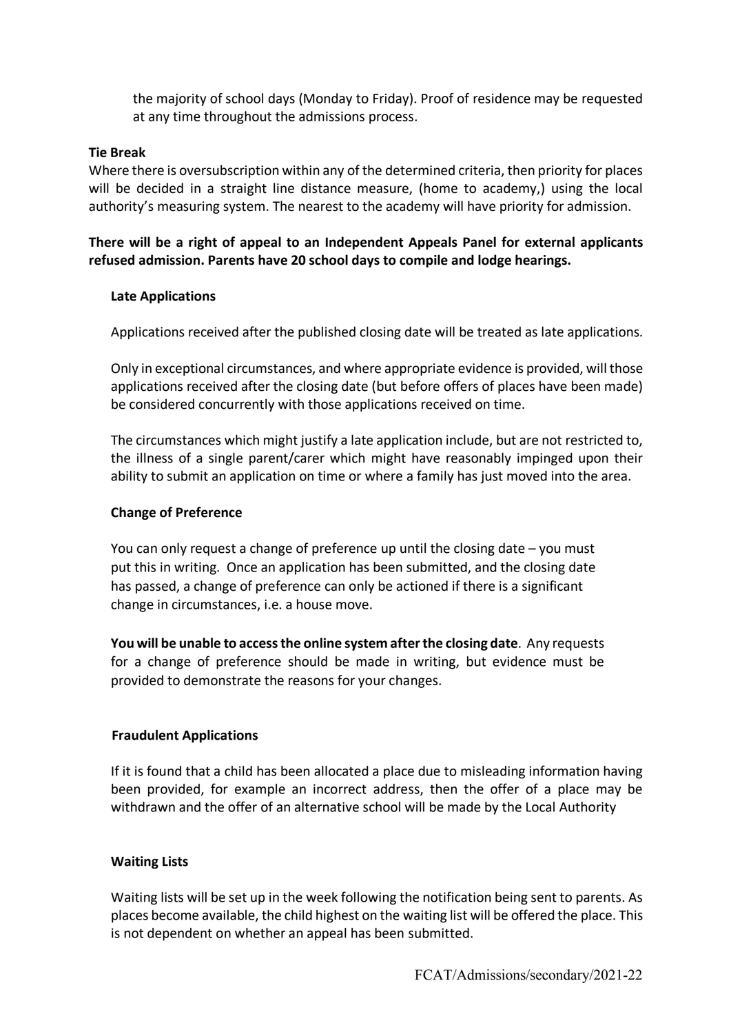the majority of school days (Monday to Friday). Proof of residence may be requested at any time throughout the admissions process.

**Tie Break**

Where there is oversubscription within any of the determined criteria, then priority for places will be decided in a straight line distance measure, (home to academy,) using the local authority's measuring system. The nearest to the academy will have priority for admission.

**There will be a right of appeal to an Independent Appeals Panel for external applicants refused admission. Parents have 20 school days to compile and lodge hearings.**

**Late Applications**

Applications received after the published closing date will be treated as late applications.

Only in exceptional circumstances, and where appropriate evidence is provided, will those applications received after the closing date (but before offers of places have been made) be considered concurrently with those applications received on time.

The circumstances which might justify a late application include, but are not restricted to, the illness of a single parent/carer which might have reasonably impinged upon their ability to submit an application on time or where a family has just moved into the area.

**Change of Preference**

You can only request a change of preference up until the closing date – you must put this in writing. Once an application has been submitted, and the closing date has passed, a change of preference can only be actioned if there is a significant change in circumstances, i.e. a house move.

**You will be unable to access the online system after the closing date**. Any requests for a change of preference should be made in writing, but evidence must be provided to demonstrate the reasons for your changes.

**Fraudulent Applications**

If it is found that a child has been allocated a place due to misleading information having been provided, for example an incorrect address, then the offer of a place may be withdrawn and the offer of an alternative school will be made by the Local Authority

**Waiting Lists**

Waiting lists will be set up in the week following the notification being sent to parents. As places become available, the child highest on the waiting list will be offered the place. This is not dependent on whether an appeal has been submitted.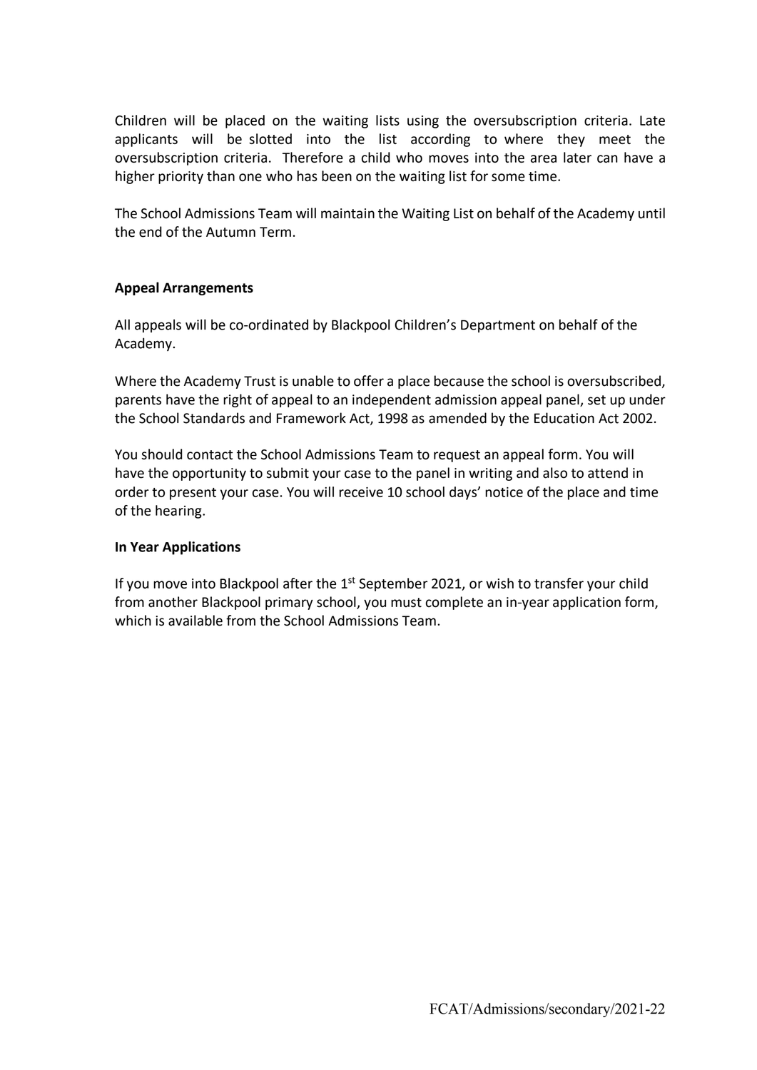Children will be placed on the waiting lists using the oversubscription criteria. Late applicants will be slotted into the list according to where they meet the oversubscription criteria. Therefore a child who moves into the area later can have a higher priority than one who has been on the waiting list for some time.

The School Admissions Team will maintain the Waiting List on behalf of the Academy until the end of the Autumn Term.

**Appeal Arrangements**

All appeals will be co-ordinated by Blackpool Children's Department on behalf of the Academy.

Where the Academy Trust is unable to offer a place because the school is oversubscribed, parents have the right of appeal to an independent admission appeal panel, set up under the School Standards and Framework Act, 1998 as amended by the Education Act 2002.

You should contact the School Admissions Team to request an appeal form. You will have the opportunity to submit your case to the panel in writing and also to attend in order to present your case. You will receive 10 school days' notice of the place and time of the hearing.

**In Year Applications**

If you move into Blackpool after the 1st September 2021, or wish to transfer your child from another Blackpool primary school, you must complete an in-year application form, which is available from the School Admissions Team.